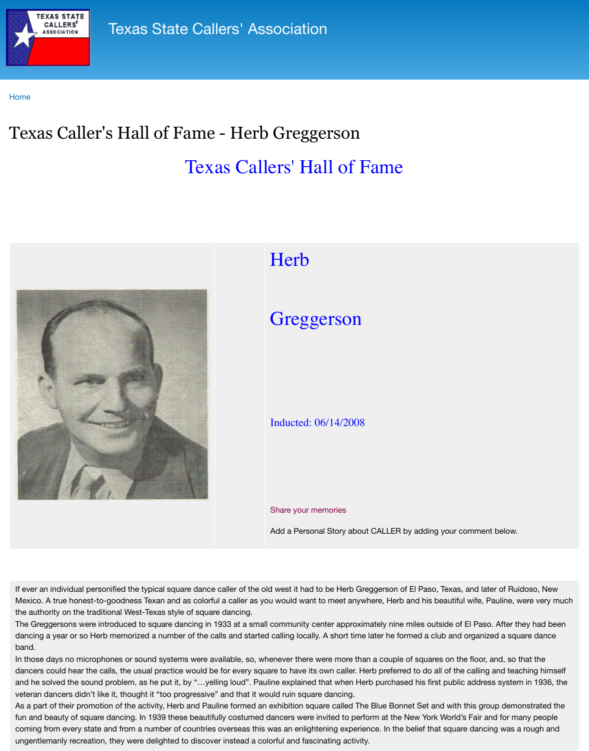Texas State Callers' Association

Home

# Texas Caller's Hall of Fame - Herb Greggerson

## Texas Callers' Hall of Fame

## Herb

## Greggerson

Inducted: 06/14/2008

Share your memories

Add a Personal Story about CALLER by adding your comment below.

If ever an individual personified the typical square dance caller of the old west it had to be Herb Greggerson of El Paso, Texas, and later of Ruidoso, New Mexico. A true honest-to-goodness Texan and as colorful a caller as you would want to meet anywhere, Herb and his beautiful wife, Pauline, were very much the authority on the traditional West-Texas style of square dancing.

The Greggersons were introduced to square dancing in 1933 at a small community center approximately nine miles outside of El Paso. After they had been dancing a year or so Herb memorized a number of the calls and started calling locally. A short time later he formed a club and organized a square dance band.

In those days no microphones or sound systems were available, so, whenever there were more than a couple of squares on the floor, and, so that the dancers could hear the calls, the usual practice would be for every square to have its own caller. Herb preferred to do all of the calling and teaching himself and he solved the sound problem, as he put it, by "…yelling loud". Pauline explained that when Herb purchased his first public address system in 1936, the veteran dancers didn't like it, thought it "too progressive" and that it would ruin square dancing.

As a part of their promotion of the activity, Herb and Pauline formed an exhibition square called The Blue Bonnet Set and with this group demonstrated the fun and beauty of square dancing. In 1939 these beautifully costumed dancers were invited to perform at the New York World's Fair and for many people coming from every state and from a number of countries overseas this was an enlightening experience. In the belief that square dancing was a rough and ungentlemanly recreation, they were delighted to discover instead a colorful and fascinating activity.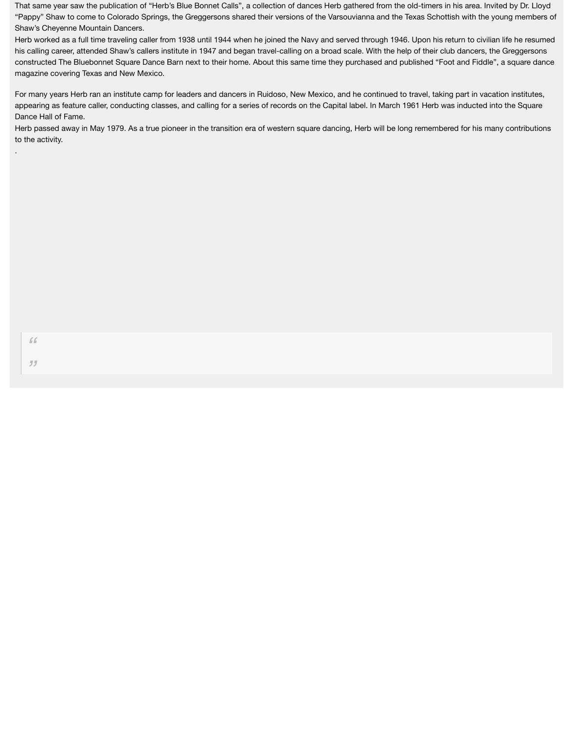That same year saw the publication of “Herb’s Blue Bonnet Calls”, a collection of dances Herb gathered from the old-timers in his area. Invited by Dr. Lloyd “Pappy” Shaw to come to Colorado Springs, the Greggersons shared their versions of the Varsouvianna and the Texas Schottish with the young members of Shaw’s Cheyenne Mountain Dancers.
Herb worked as a full time traveling caller from 1938 until 1944 when he joined the Navy and served through 1946. Upon his return to civilian life he resumed his calling career, attended Shaw’s callers institute in 1947 and began travel-calling on a broad scale. With the help of their club dancers, the Greggersons constructed The Bluebonnet Square Dance Barn next to their home. About this same time they purchased and published “Foot and Fiddle”, a square dance magazine covering Texas and New Mexico.

For many years Herb ran an institute camp for leaders and dancers in Ruidoso, New Mexico, and he continued to travel, taking part in vacation institutes, appearing as feature caller, conducting classes, and calling for a series of records on the Capital label. In March 1961 Herb was inducted into the Square Dance Hall of Fame.
Herb passed away in May 1979. As a true pioneer in the transition era of western square dancing, Herb will be long remembered for his many contributions to the activity.
.